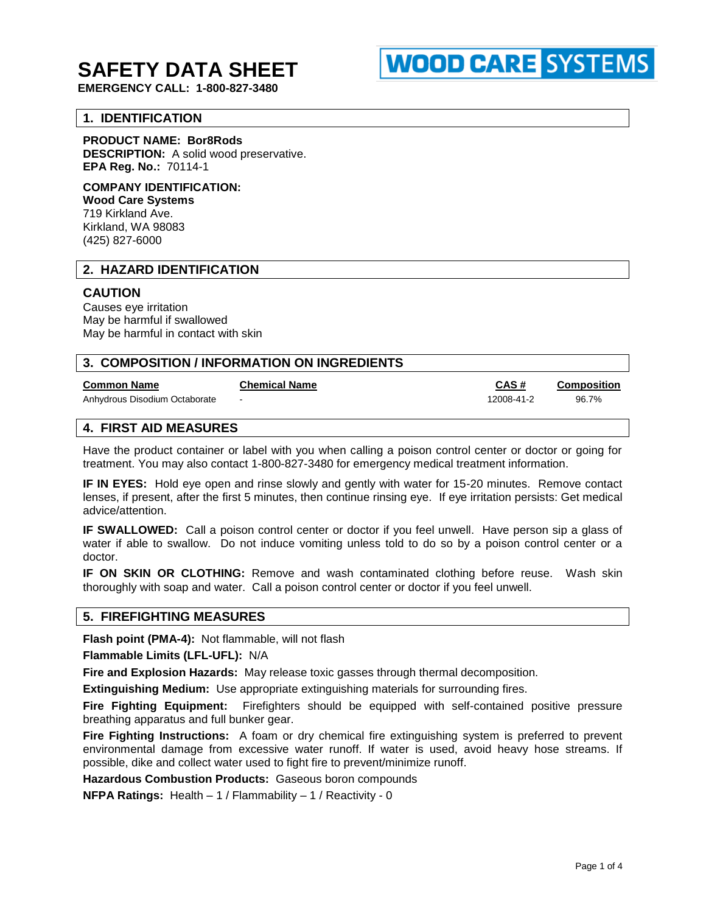# SAFETY DATA SHEET

**EMERGENCY CALL: 1-800-827-3480**

WOOD CARE SYSTEMS

## 1. IDENTIFICATION

**PRODUCT NAME: Bor8Rods**
**DESCRIPTION:** A solid wood preservative.
**EPA Reg. No.:** 70114-1

**COMPANY IDENTIFICATION:**
**Wood Care Systems**
719 Kirkland Ave.
Kirkland, WA 98083
(425) 827-6000

## 2. HAZARD IDENTIFICATION

### CAUTION

Causes eye irritation
May be harmful if swallowed
May be harmful in contact with skin

## 3. COMPOSITION / INFORMATION ON INGREDIENTS

| Common Name | Chemical Name | CAS # | Composition |
|---|---|---|---|
| Anhydrous Disodium Octaborate | - | 12008-41-2 | 96.7% |

## 4. FIRST AID MEASURES

Have the product container or label with you when calling a poison control center or doctor or going for treatment. You may also contact 1-800-827-3480 for emergency medical treatment information.

**IF IN EYES:** Hold eye open and rinse slowly and gently with water for 15-20 minutes. Remove contact lenses, if present, after the first 5 minutes, then continue rinsing eye. If eye irritation persists: Get medical advice/attention.

**IF SWALLOWED:** Call a poison control center or doctor if you feel unwell. Have person sip a glass of water if able to swallow. Do not induce vomiting unless told to do so by a poison control center or a doctor.

**IF ON SKIN OR CLOTHING:** Remove and wash contaminated clothing before reuse. Wash skin thoroughly with soap and water. Call a poison control center or doctor if you feel unwell.

## 5. FIREFIGHTING MEASURES

**Flash point (PMA-4):** Not flammable, will not flash

**Flammable Limits (LFL-UFL):** N/A

**Fire and Explosion Hazards:** May release toxic gasses through thermal decomposition.

**Extinguishing Medium:** Use appropriate extinguishing materials for surrounding fires.

**Fire Fighting Equipment:** Firefighters should be equipped with self-contained positive pressure breathing apparatus and full bunker gear.

**Fire Fighting Instructions:** A foam or dry chemical fire extinguishing system is preferred to prevent environmental damage from excessive water runoff. If water is used, avoid heavy hose streams. If possible, dike and collect water used to fight fire to prevent/minimize runoff.

**Hazardous Combustion Products:** Gaseous boron compounds

**NFPA Ratings:** Health – 1 / Flammability – 1 / Reactivity - 0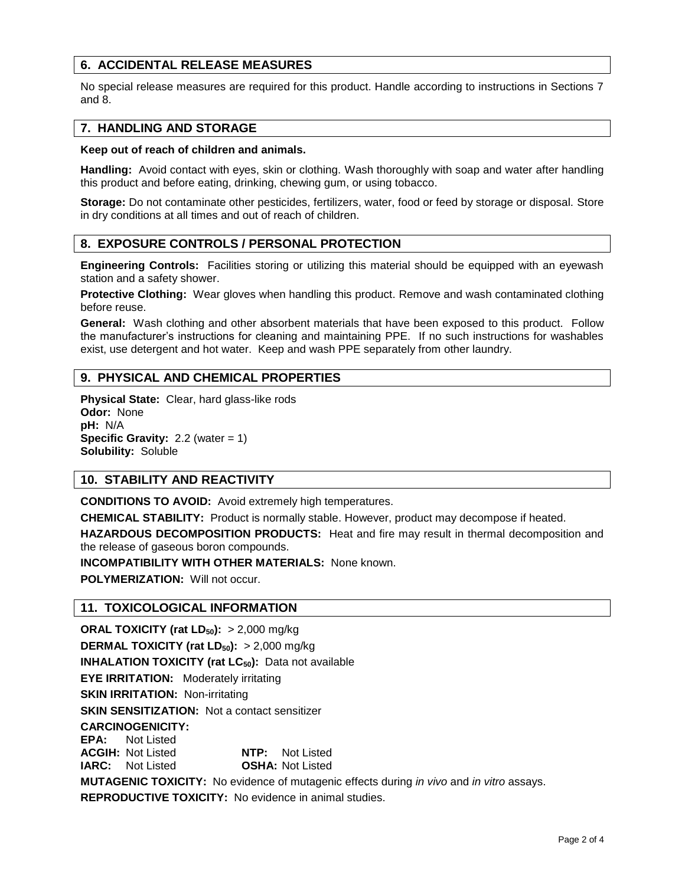## 6. ACCIDENTAL RELEASE MEASURES

No special release measures are required for this product. Handle according to instructions in Sections 7 and 8.

## 7. HANDLING AND STORAGE

**Keep out of reach of children and animals.**

**Handling:** Avoid contact with eyes, skin or clothing. Wash thoroughly with soap and water after handling this product and before eating, drinking, chewing gum, or using tobacco.

**Storage:** Do not contaminate other pesticides, fertilizers, water, food or feed by storage or disposal. Store in dry conditions at all times and out of reach of children.

## 8. EXPOSURE CONTROLS / PERSONAL PROTECTION

**Engineering Controls:** Facilities storing or utilizing this material should be equipped with an eyewash station and a safety shower.

**Protective Clothing:** Wear gloves when handling this product. Remove and wash contaminated clothing before reuse.

**General:** Wash clothing and other absorbent materials that have been exposed to this product. Follow the manufacturer's instructions for cleaning and maintaining PPE. If no such instructions for washables exist, use detergent and hot water. Keep and wash PPE separately from other laundry.

## 9. PHYSICAL AND CHEMICAL PROPERTIES

**Physical State:** Clear, hard glass-like rods
**Odor:** None
**pH:** N/A
**Specific Gravity:** 2.2 (water = 1)
**Solubility:** Soluble

## 10. STABILITY AND REACTIVITY

**CONDITIONS TO AVOID:** Avoid extremely high temperatures.

**CHEMICAL STABILITY:** Product is normally stable. However, product may decompose if heated.

**HAZARDOUS DECOMPOSITION PRODUCTS:** Heat and fire may result in thermal decomposition and the release of gaseous boron compounds.

**INCOMPATIBILITY WITH OTHER MATERIALS:** None known.

**POLYMERIZATION:** Will not occur.

## 11. TOXICOLOGICAL INFORMATION

**ORAL TOXICITY (rat $LD_{50}$):** > 2,000 mg/kg

**DERMAL TOXICITY (rat $LD_{50}$):** > 2,000 mg/kg

**INHALATION TOXICITY (rat $LC_{50}$):** Data not available

**EYE IRRITATION:** Moderately irritating

**SKIN IRRITATION:** Non-irritating

**SKIN SENSITIZATION:** Not a contact sensitizer

**CARCINOGENICITY:**
**EPA:** Not Listed
**ACGIH:** Not Listed **NTP:** Not Listed
**IARC:** Not Listed **OSHA:** Not Listed

**MUTAGENIC TOXICITY:** No evidence of mutagenic effects during *in vivo* and *in vitro* assays.

**REPRODUCTIVE TOXICITY:** No evidence in animal studies.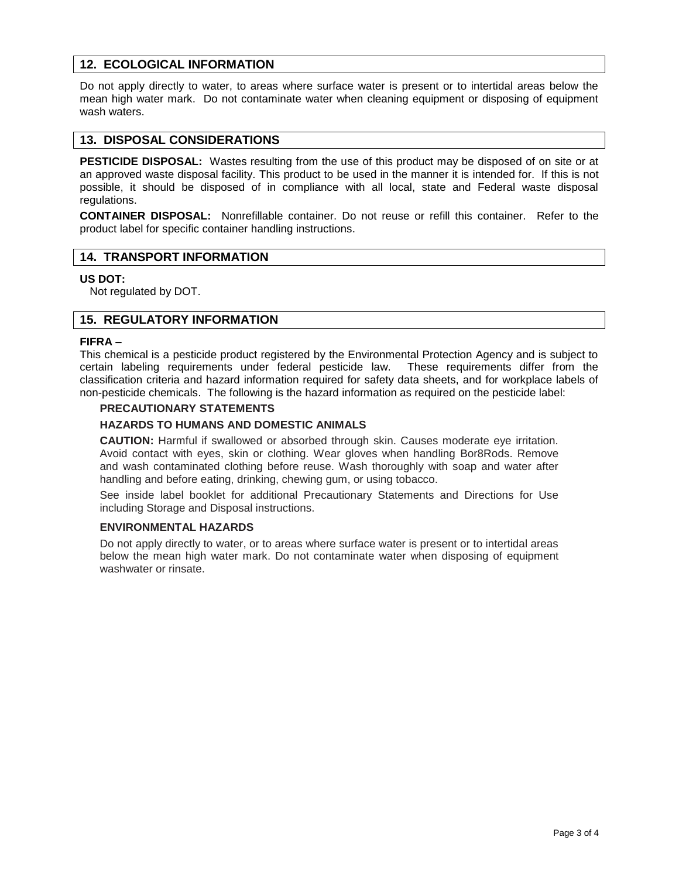## 12. ECOLOGICAL INFORMATION

Do not apply directly to water, to areas where surface water is present or to intertidal areas below the mean high water mark. Do not contaminate water when cleaning equipment or disposing of equipment wash waters.

## 13. DISPOSAL CONSIDERATIONS

**PESTICIDE DISPOSAL:** Wastes resulting from the use of this product may be disposed of on site or at an approved waste disposal facility. This product to be used in the manner it is intended for. If this is not possible, it should be disposed of in compliance with all local, state and Federal waste disposal regulations.

**CONTAINER DISPOSAL:** Nonrefillable container. Do not reuse or refill this container. Refer to the product label for specific container handling instructions.

## 14. TRANSPORT INFORMATION

**US DOT:**

Not regulated by DOT.

## 15. REGULATORY INFORMATION

**FIFRA –**

This chemical is a pesticide product registered by the Environmental Protection Agency and is subject to certain labeling requirements under federal pesticide law. These requirements differ from the classification criteria and hazard information required for safety data sheets, and for workplace labels of non-pesticide chemicals. The following is the hazard information as required on the pesticide label:

**PRECAUTIONARY STATEMENTS**

**HAZARDS TO HUMANS AND DOMESTIC ANIMALS**

**CAUTION:** Harmful if swallowed or absorbed through skin. Causes moderate eye irritation. Avoid contact with eyes, skin or clothing. Wear gloves when handling Bor8Rods. Remove and wash contaminated clothing before reuse. Wash thoroughly with soap and water after handling and before eating, drinking, chewing gum, or using tobacco.

See inside label booklet for additional Precautionary Statements and Directions for Use including Storage and Disposal instructions.

**ENVIRONMENTAL HAZARDS**

Do not apply directly to water, or to areas where surface water is present or to intertidal areas below the mean high water mark. Do not contaminate water when disposing of equipment washwater or rinsate.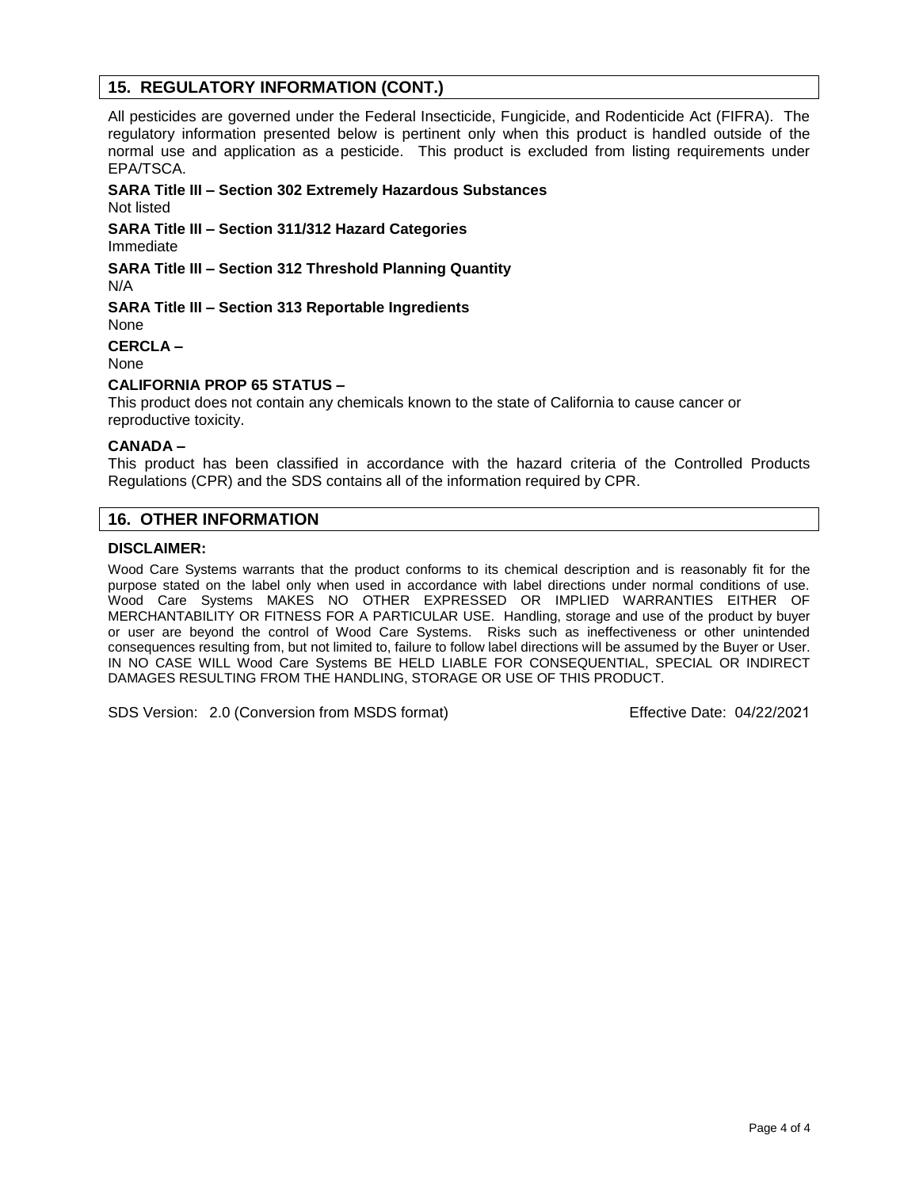## 15. REGULATORY INFORMATION (CONT.)

All pesticides are governed under the Federal Insecticide, Fungicide, and Rodenticide Act (FIFRA). The regulatory information presented below is pertinent only when this product is handled outside of the normal use and application as a pesticide. This product is excluded from listing requirements under EPA/TSCA.

**SARA Title III – Section 302 Extremely Hazardous Substances**
Not listed

**SARA Title III – Section 311/312 Hazard Categories**
Immediate

**SARA Title III – Section 312 Threshold Planning Quantity**
N/A

**SARA Title III – Section 313 Reportable Ingredients**
None

**CERCLA –**
None

**CALIFORNIA PROP 65 STATUS –**
This product does not contain any chemicals known to the state of California to cause cancer or reproductive toxicity.

**CANADA –**
This product has been classified in accordance with the hazard criteria of the Controlled Products Regulations (CPR) and the SDS contains all of the information required by CPR.

## 16. OTHER INFORMATION

**DISCLAIMER:**

Wood Care Systems warrants that the product conforms to its chemical description and is reasonably fit for the purpose stated on the label only when used in accordance with label directions under normal conditions of use. Wood Care Systems MAKES NO OTHER EXPRESSED OR IMPLIED WARRANTIES EITHER OF MERCHANTABILITY OR FITNESS FOR A PARTICULAR USE. Handling, storage and use of the product by buyer or user are beyond the control of Wood Care Systems. Risks such as ineffectiveness or other unintended consequences resulting from, but not limited to, failure to follow label directions will be assumed by the Buyer or User. IN NO CASE WILL Wood Care Systems BE HELD LIABLE FOR CONSEQUENTIAL, SPECIAL OR INDIRECT DAMAGES RESULTING FROM THE HANDLING, STORAGE OR USE OF THIS PRODUCT.

SDS Version: 2.0 (Conversion from MSDS format) Effective Date: 04/22/2021